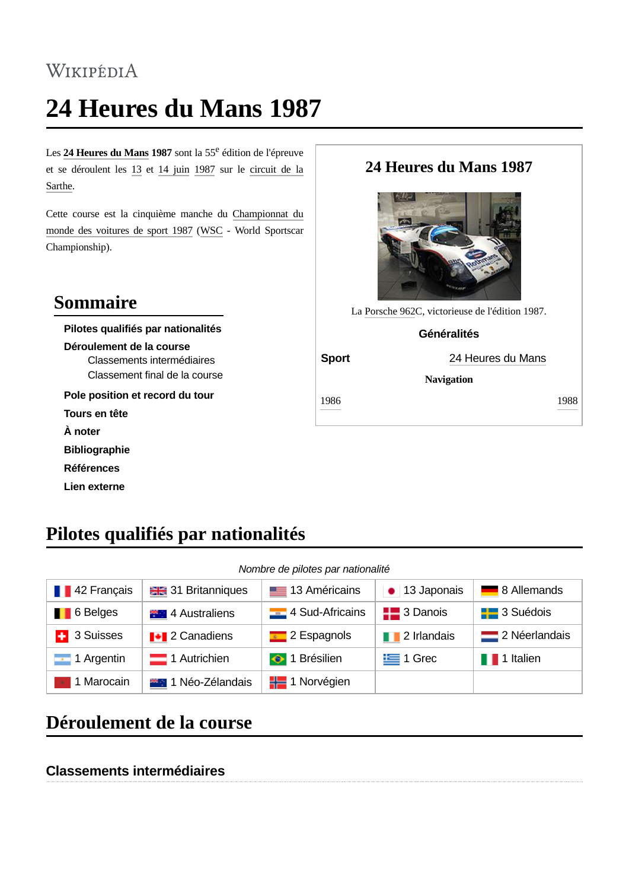WIKIPÉDIA

# 24 Heures du Mans 1987

Les **24 Heures du Mans 1987** sont la 55e édition de l'épreuve et se déroulent les 13 et 14 juin 1987 sur le circuit de la Sarthe.

Cette course est la cinquième manche du Championnat du monde des voitures de sport 1987 (WSC - World Sportscar Championship).

**24 Heures du Mans 1987**

La Porsche 962C, victorieuse de l'édition 1987.

**Généralités**

| | |
|---|---|
| **Sport** | 24 Heures du Mans |

**Navigation**

1986 — 1988

## Sommaire

- Pilotes qualifiés par nationalités
- Déroulement de la course
  - Classements intermédiaires
  - Classement final de la course
- Pole position et record du tour
- Tours en tête
- À noter
- Bibliographie
- Références
- Lien externe

## Pilotes qualifiés par nationalités

*Nombre de pilotes par nationalité*

| | | | | |
|---|---|---|---|---|
| 42 Français | 31 Britanniques | 13 Américains | 13 Japonais | 8 Allemands |
| 6 Belges | 4 Australiens | 4 Sud-Africains | 3 Danois | 3 Suédois |
| 3 Suisses | 2 Canadiens | 2 Espagnols | 2 Irlandais | 2 Néerlandais |
| 1 Argentin | 1 Autrichien | 1 Brésilien | 1 Grec | 1 Italien |
| 1 Marocain | 1 Néo-Zélandais | 1 Norvégien | | |

## Déroulement de la course

### Classements intermédiaires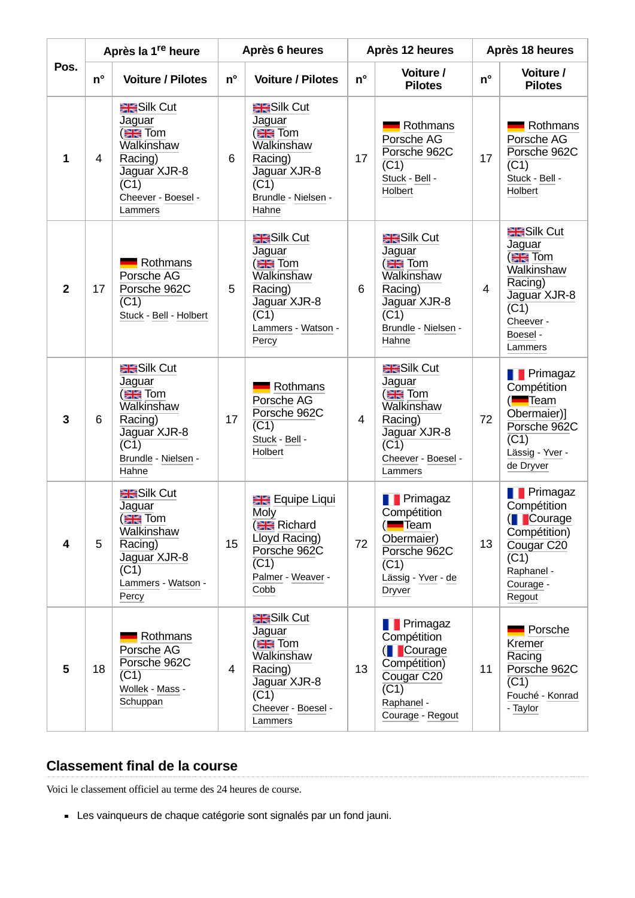| Pos. | Après la 1re heure | | Après 6 heures | | Après 12 heures | | Après 18 heures | |
|---|---|---|---|---|---|---|---|---|
| | n° | Voiture / Pilotes | n° | Voiture / Pilotes | n° | Voiture / Pilotes | n° | Voiture / Pilotes |
| **1** | 4 | Silk Cut Jaguar ( Tom Walkinshaw Racing) Jaguar XJR-8 (C1) Cheever - Boesel - Lammers | 6 | Silk Cut Jaguar ( Tom Walkinshaw Racing) Jaguar XJR-8 (C1) Brundle - Nielsen - Hahne | 17 | Rothmans Porsche AG Porsche 962C (C1) Stuck - Bell - Holbert | 17 | Rothmans Porsche AG Porsche 962C (C1) Stuck - Bell - Holbert |
| **2** | 17 | Rothmans Porsche AG Porsche 962C (C1) Stuck - Bell - Holbert | 5 | Silk Cut Jaguar ( Tom Walkinshaw Racing) Jaguar XJR-8 (C1) Lammers - Watson - Percy | 6 | Silk Cut Jaguar ( Tom Walkinshaw Racing) Jaguar XJR-8 (C1) Brundle - Nielsen - Hahne | 4 | Silk Cut Jaguar ( Tom Walkinshaw Racing) Jaguar XJR-8 (C1) Cheever - Boesel - Lammers |
| **3** | 6 | Silk Cut Jaguar ( Tom Walkinshaw Racing) Jaguar XJR-8 (C1) Brundle - Nielsen - Hahne | 17 | Rothmans Porsche AG Porsche 962C (C1) Stuck - Bell - Holbert | 4 | Silk Cut Jaguar ( Tom Walkinshaw Racing) Jaguar XJR-8 (C1) Cheever - Boesel - Lammers | 72 | Primagaz Compétition (Team Obermaier)] Porsche 962C (C1) Lässig - Yver - de Dryver |
| **4** | 5 | Silk Cut Jaguar ( Tom Walkinshaw Racing) Jaguar XJR-8 (C1) Lammers - Watson - Percy | 15 | Equipe Liqui Moly ( Richard Lloyd Racing) Porsche 962C (C1) Palmer - Weaver - Cobb | 72 | Primagaz Compétition (Team Obermaier) Porsche 962C (C1) Lässig - Yver - de Dryver | 13 | Primagaz Compétition (Courage Compétition) Cougar C20 (C1) Raphanel - Courage - Regout |
| **5** | 18 | Rothmans Porsche AG Porsche 962C (C1) Wollek - Mass - Schuppan | 4 | Silk Cut Jaguar ( Tom Walkinshaw Racing) Jaguar XJR-8 (C1) Cheever - Boesel - Lammers | 13 | Primagaz Compétition (Courage Compétition) Cougar C20 (C1) Raphanel - Courage - Regout | 11 | Porsche Kremer Racing Porsche 962C (C1) Fouché - Konrad - Taylor |

## Classement final de la course

Voici le classement officiel au terme des 24 heures de course.

- Les vainqueurs de chaque catégorie sont signalés par un fond jauni.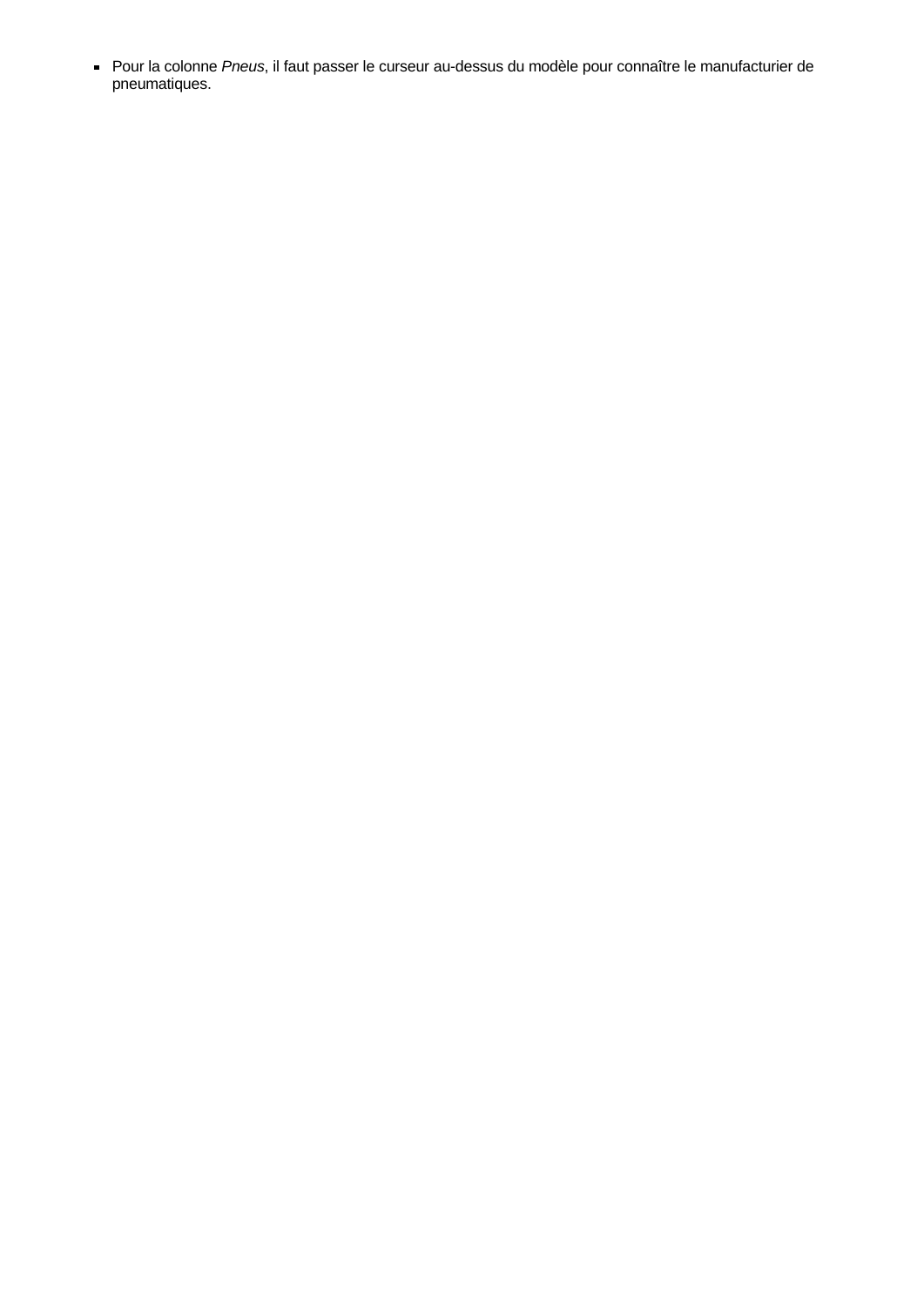- Pour la colonne *Pneus*, il faut passer le curseur au-dessus du modèle pour connaître le manufacturier de pneumatiques.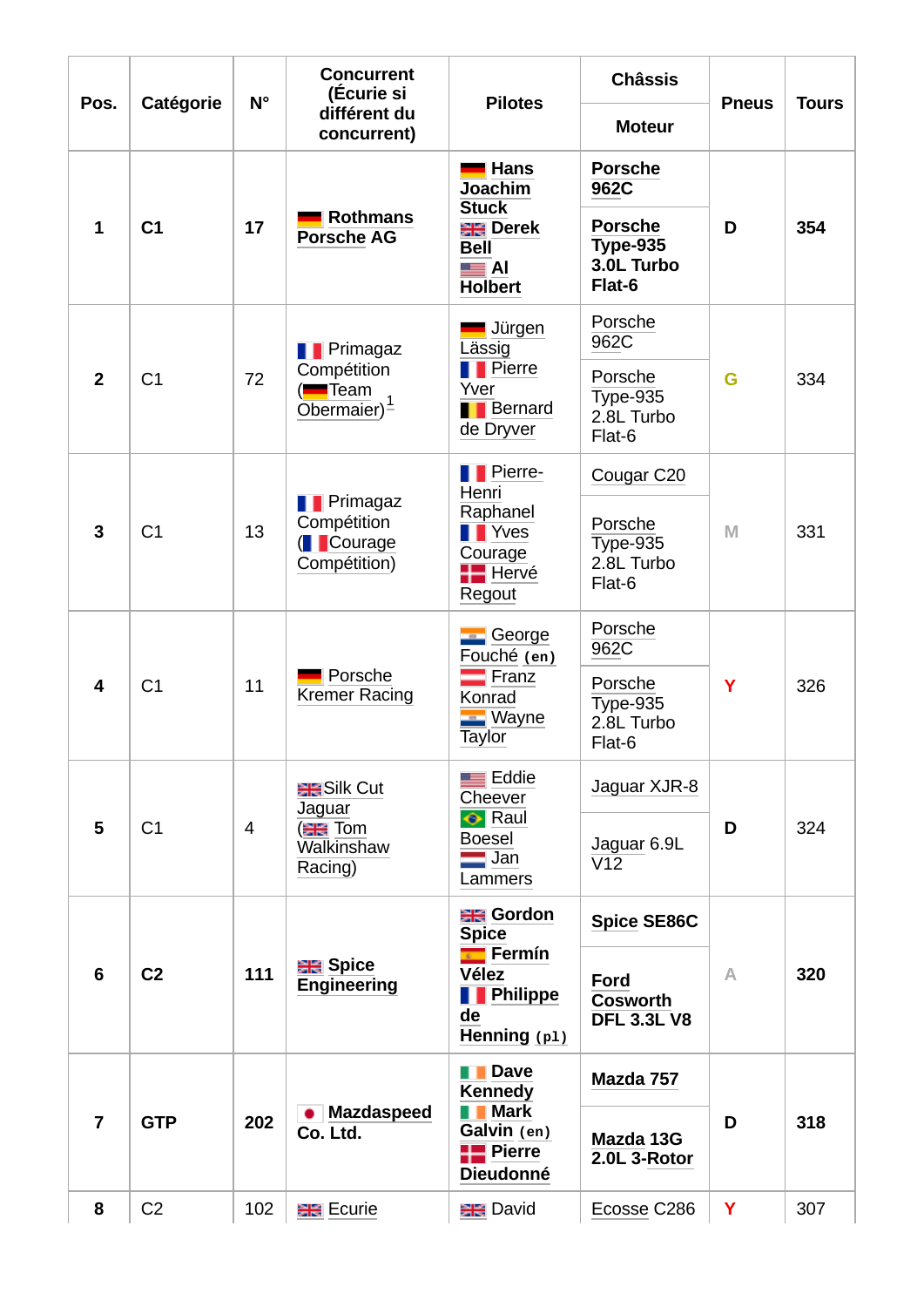| Pos. | Catégorie | N° | Concurrent (Écurie si différent du concurrent) | Pilotes | Châssis / Moteur | Pneus | Tours |
|---|---|---|---|---|---|---|---|
| **1** | **C1** | **17** | **Rothmans Porsche AG** | **Hans Joachim Stuck** **Derek Bell** **Al Holbert** | **Porsche 962C** / **Porsche Type-935 3.0L Turbo Flat-6** | **D** | **354** |
| 2 | C1 | 72 | Primagaz Compétition (Team Obermaier)[1] | Jürgen Lässig Pierre Yver Bernard de Dryver | Porsche 962C / Porsche Type-935 2.8L Turbo Flat-6 | G | 334 |
| 3 | C1 | 13 | Primagaz Compétition (Courage Compétition) | Pierre-Henri Raphanel Yves Courage Hervé Regout | Cougar C20 / Porsche Type-935 2.8L Turbo Flat-6 | M | 331 |
| 4 | C1 | 11 | Porsche Kremer Racing | George Fouché (en) Franz Konrad Wayne Taylor | Porsche 962C / Porsche Type-935 2.8L Turbo Flat-6 | Y | 326 |
| 5 | C1 | 4 | Silk Cut Jaguar (Tom Walkinshaw Racing) | Eddie Cheever Raul Boesel Jan Lammers | Jaguar XJR-8 / Jaguar 6.9L V12 | D | 324 |
| **6** | **C2** | **111** | **Spice Engineering** | **Gordon Spice** **Fermín Vélez** **Philippe de Henning** (pl) | **Spice SE86C** / **Ford Cosworth DFL 3.3L V8** | A | **320** |
| **7** | **GTP** | **202** | **Mazdaspeed Co. Ltd.** | **Dave Kennedy** **Mark Galvin** (en) **Pierre Dieudonné** | **Mazda 757** / **Mazda 13G 2.0L 3-Rotor** | **D** | **318** |
| 8 | C2 | 102 | Ecurie | David | Ecosse C286 | Y | 307 |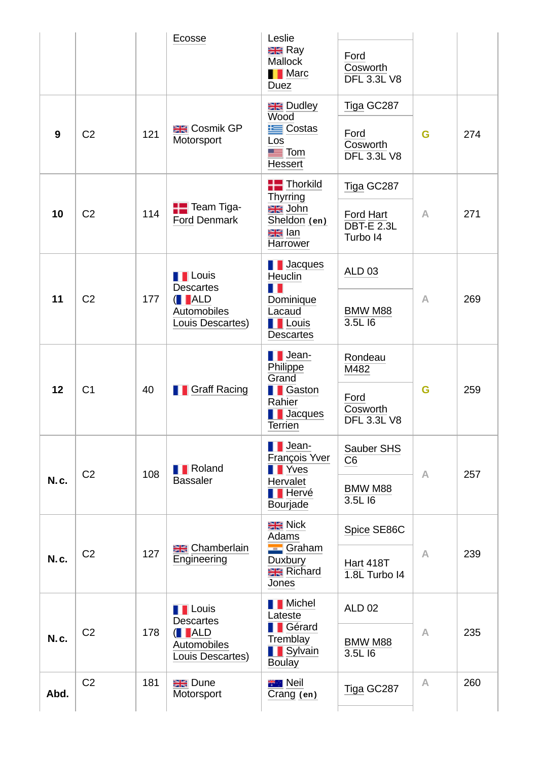| | | | | | | | |
|---|---|---|---|---|---|---|---|
| | | | Ecosse | Leslie Ray Mallock Marc Duez | Ford Cosworth DFL 3.3L V8 | | |
| **9** | C2 | 121 | Cosmik GP Motorsport | Dudley Wood Costas Los Tom Hessert | Tiga GC287 Ford Cosworth DFL 3.3L V8 | G | 274 |
| **10** | C2 | 114 | Team Tiga-Ford Denmark | Thorkild Thyrring John Sheldon (en) Ian Harrower | Tiga GC287 Ford Hart DBT-E 2.3L Turbo I4 | A | 271 |
| **11** | C2 | 177 | Louis Descartes (ALD Automobiles Louis Descartes) | Jacques Heuclin Dominique Lacaud Louis Descartes | ALD 03 BMW M88 3.5L I6 | A | 269 |
| **12** | C1 | 40 | Graff Racing | Jean-Philippe Grand Gaston Rahier Jacques Terrien | Rondeau M482 Ford Cosworth DFL 3.3L V8 | G | 259 |
| **N.c.** | C2 | 108 | Roland Bassaler | Jean-François Yver Yves Hervalet Hervé Bourjade | Sauber SHS C6 BMW M88 3.5L I6 | A | 257 |
| **N.c.** | C2 | 127 | Chamberlain Engineering | Nick Adams Graham Duxbury Richard Jones | Spice SE86C Hart 418T 1.8L Turbo I4 | A | 239 |
| **N.c.** | C2 | 178 | Louis Descartes (ALD Automobiles Louis Descartes) | Michel Lateste Gérard Tremblay Sylvain Boulay | ALD 02 BMW M88 3.5L I6 | A | 235 |
| **Abd.** | C2 | 181 | Dune Motorsport | Neil Crang (en) | Tiga GC287 | A | 260 |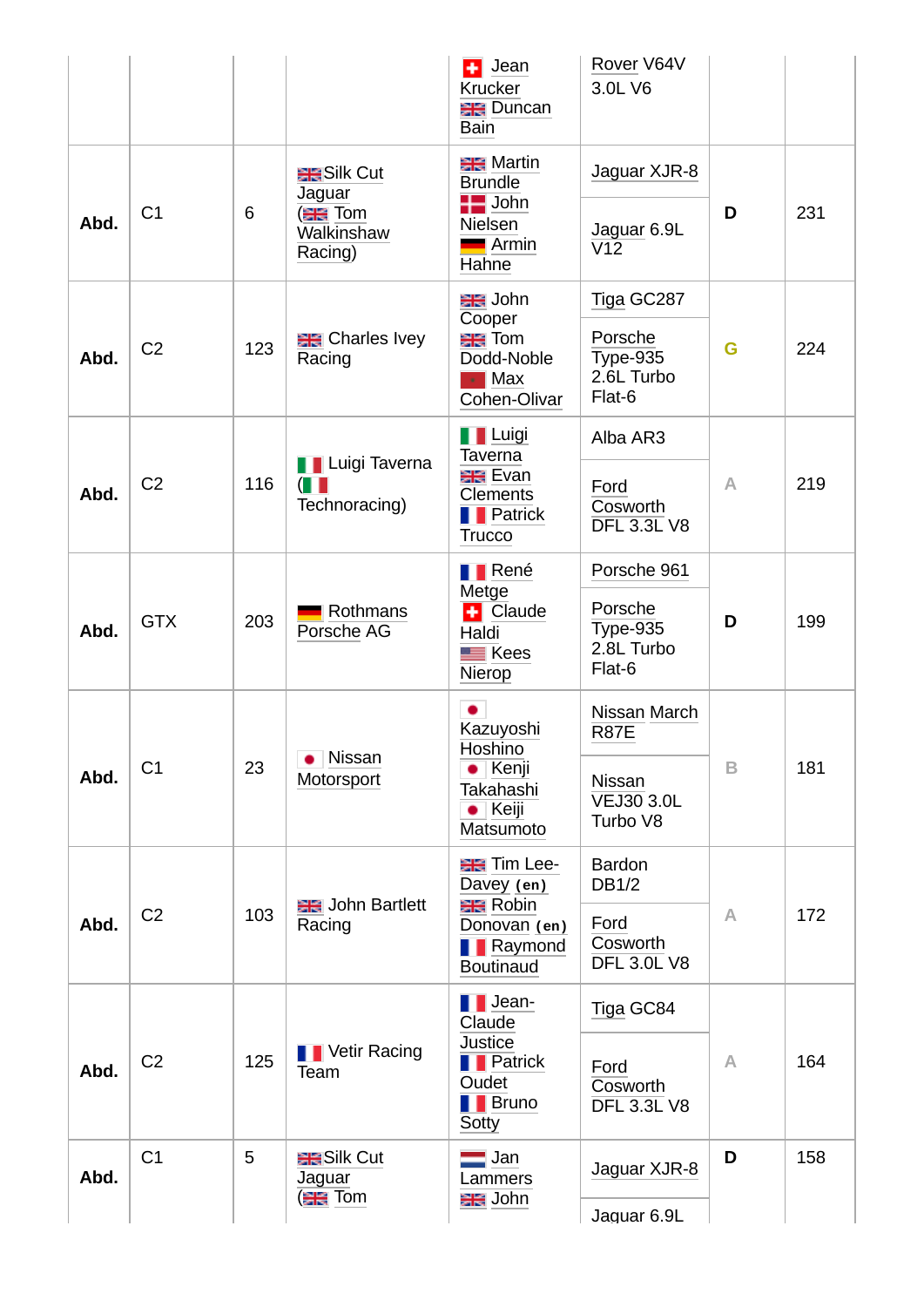| | | | | Jean Krucker Duncan Bain | Rover V64V 3.0L V6 | | |
|---|---|---|---|---|---|---|---|
| Abd. | C1 | 6 | Silk Cut Jaguar (Tom Walkinshaw Racing) | Martin Brundle John Nielsen Armin Hahne | Jaguar XJR-8 Jaguar 6.9L V12 | D | 231 |
| Abd. | C2 | 123 | Charles Ivey Racing | John Cooper Tom Dodd-Noble Max Cohen-Olivar | Tiga GC287 Porsche Type-935 2.6L Turbo Flat-6 | G | 224 |
| Abd. | C2 | 116 | Luigi Taverna ( Technoracing) | Luigi Taverna Evan Clements Patrick Trucco | Alba AR3 Ford Cosworth DFL 3.3L V8 | A | 219 |
| Abd. | GTX | 203 | Rothmans Porsche AG | René Metge Claude Haldi Kees Nierop | Porsche 961 Porsche Type-935 2.8L Turbo Flat-6 | D | 199 |
| Abd. | C1 | 23 | Nissan Motorsport | Kazuyoshi Hoshino Kenji Takahashi Keiji Matsumoto | Nissan March R87E Nissan VEJ30 3.0L Turbo V8 | B | 181 |
| Abd. | C2 | 103 | John Bartlett Racing | Tim Lee-Davey (en) Robin Donovan (en) Raymond Boutinaud | Bardon DB1/2 Ford Cosworth DFL 3.0L V8 | A | 172 |
| Abd. | C2 | 125 | Vetir Racing Team | Jean-Claude Justice Patrick Oudet Bruno Sotty | Tiga GC84 Ford Cosworth DFL 3.3L V8 | A | 164 |
| Abd. | C1 | 5 | Silk Cut Jaguar (Tom | Jan Lammers John | Jaguar XJR-8 Jaguar 6.9L | D | 158 |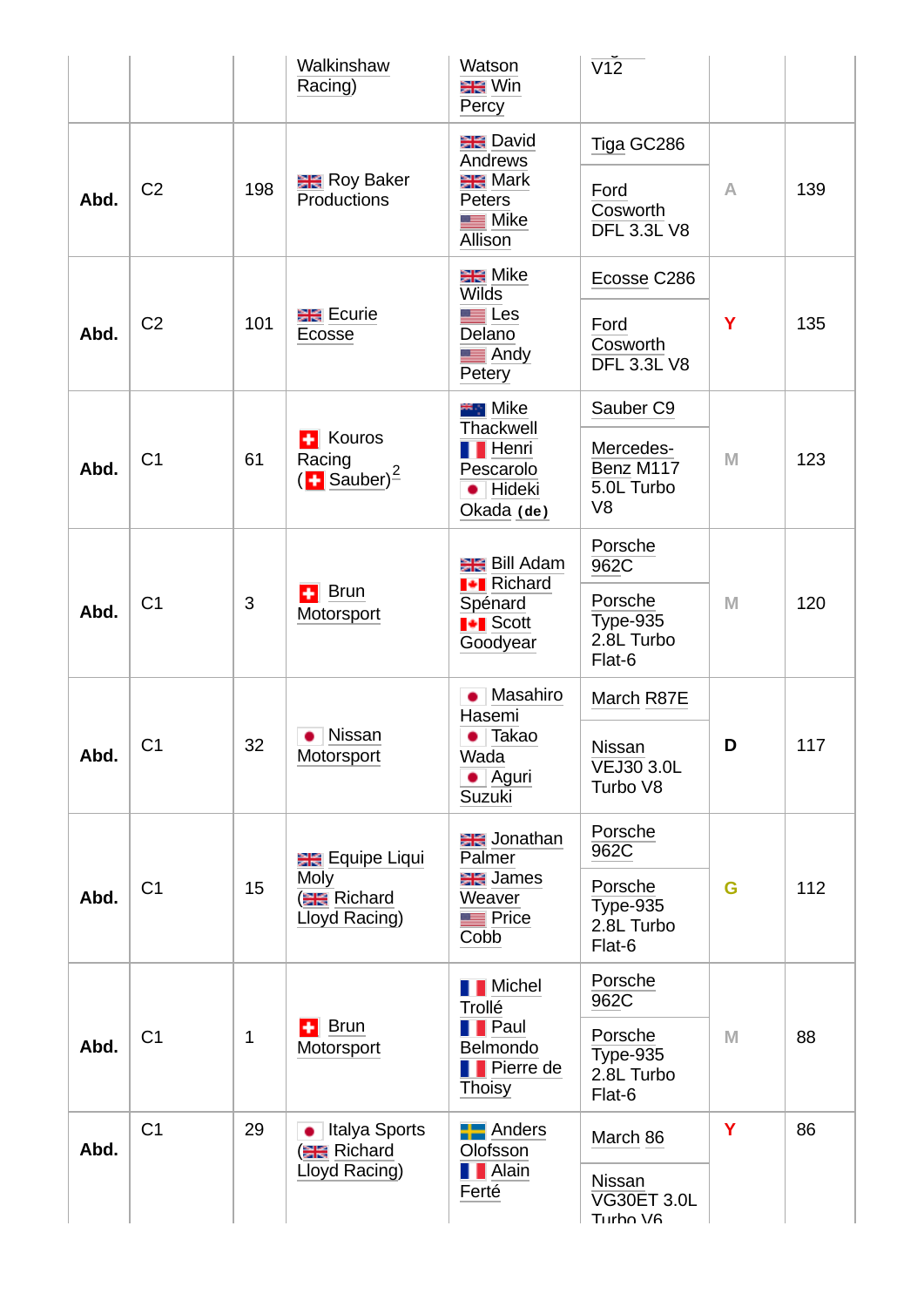| | | | Walkinshaw Racing) | Watson<br>Win Percy | V12 | | |
|---|---|---|---|---|---|---|---|
| Abd. | C2 | 198 | Roy Baker Productions | David Andrews<br>Mark Peters<br>Mike Allison | Tiga GC286<br>Ford Cosworth DFL 3.3L V8 | A | 139 |
| Abd. | C2 | 101 | Ecurie Ecosse | Mike Wilds<br>Les Delano<br>Andy Petery | Ecosse C286<br>Ford Cosworth DFL 3.3L V8 | Y | 135 |
| Abd. | C1 | 61 | Kouros Racing (Sauber)[2] | Mike Thackwell<br>Henri Pescarolo<br>Hideki Okada (de) | Sauber C9<br>Mercedes-Benz M117 5.0L Turbo V8 | M | 123 |
| Abd. | C1 | 3 | Brun Motorsport | Bill Adam<br>Richard Spénard<br>Scott Goodyear | Porsche 962C<br>Porsche Type-935 2.8L Turbo Flat-6 | M | 120 |
| Abd. | C1 | 32 | Nissan Motorsport | Masahiro Hasemi<br>Takao Wada<br>Aguri Suzuki | March R87E<br>Nissan VEJ30 3.0L Turbo V8 | D | 117 |
| Abd. | C1 | 15 | Equipe Liqui Moly (Richard Lloyd Racing) | Jonathan Palmer<br>James Weaver<br>Price Cobb | Porsche 962C<br>Porsche Type-935 2.8L Turbo Flat-6 | G | 112 |
| Abd. | C1 | 1 | Brun Motorsport | Michel Trollé<br>Paul Belmondo<br>Pierre de Thoisy | Porsche 962C<br>Porsche Type-935 2.8L Turbo Flat-6 | M | 88 |
| Abd. | C1 | 29 | Italya Sports (Richard Lloyd Racing) | Anders Olofsson<br>Alain Ferté | March 86<br>Nissan VG30ET 3.0L Turbo V6 | Y | 86 |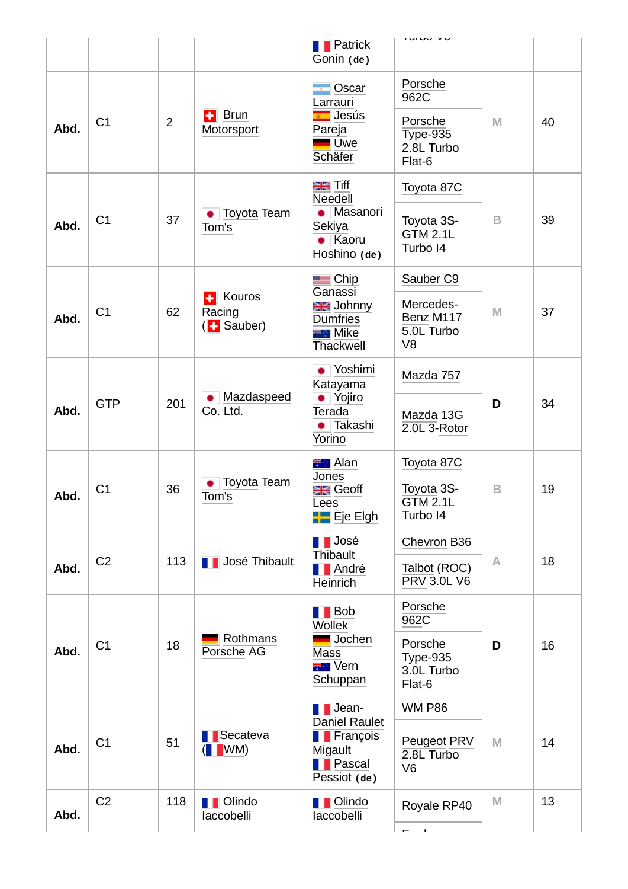| | | | | Patrick Gonin (de) | Turbo V6 | | |
|---|---|---|---|---|---|---|---|
| **Abd.** | C1 | 2 | Brun Motorsport | Oscar Larrauri<br>Jesús Pareja<br>Uwe Schäfer | Porsche 962C<br>Porsche Type-935 2.8L Turbo Flat-6 | M | 40 |
| **Abd.** | C1 | 37 | Toyota Team Tom's | Tiff Needell<br>Masanori Sekiya<br>Kaoru Hoshino (de) | Toyota 87C<br>Toyota 3S-GTM 2.1L Turbo I4 | B | 39 |
| **Abd.** | C1 | 62 | Kouros Racing (Sauber) | Chip Ganassi<br>Johnny Dumfries<br>Mike Thackwell | Sauber C9<br>Mercedes-Benz M117 5.0L Turbo V8 | M | 37 |
| **Abd.** | GTP | 201 | Mazdaspeed Co. Ltd. | Yoshimi Katayama<br>Yojiro Terada<br>Takashi Yorino | Mazda 757<br>Mazda 13G 2.0L 3-Rotor | **D** | 34 |
| **Abd.** | C1 | 36 | Toyota Team Tom's | Alan Jones<br>Geoff Lees<br>Eje Elgh | Toyota 87C<br>Toyota 3S-GTM 2.1L Turbo I4 | B | 19 |
| **Abd.** | C2 | 113 | José Thibault | José Thibault<br>André Heinrich | Chevron B36<br>Talbot (ROC) PRV 3.0L V6 | A | 18 |
| **Abd.** | C1 | 18 | Rothmans Porsche AG | Bob Wollek<br>Jochen Mass<br>Vern Schuppan | Porsche 962C<br>Porsche Type-935 3.0L Turbo Flat-6 | **D** | 16 |
| **Abd.** | C1 | 51 | Secateva (WM) | Jean-Daniel Raulet<br>François Migault<br>Pascal Pessiot (de) | WM P86<br>Peugeot PRV 2.8L Turbo V6 | M | 14 |
| **Abd.** | C2 | 118 | Olindo Iaccobelli | Olindo Iaccobelli | Royale RP40<br>Ford | M | 13 |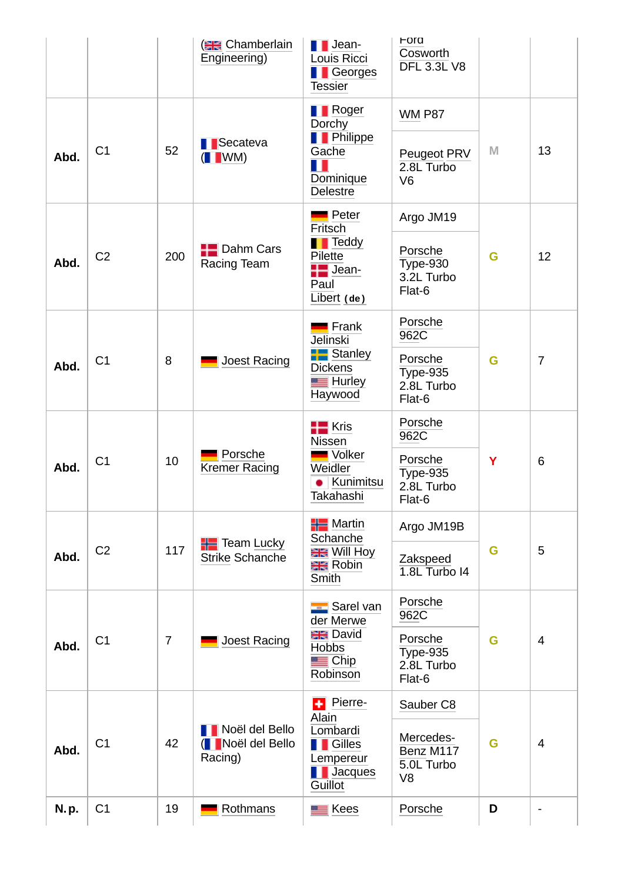| | | | (Chamberlain Engineering) | Jean-Louis Ricci<br>Georges Tessier | Ford Cosworth DFL 3.3L V8 | | |
|---|---|---|---|---|---|---|---|
| Abd. | C1 | 52 | Secateva (WM) | Roger Dorchy<br>Philippe Gache<br>Dominique Delestre | WM P87<br>Peugeot PRV 2.8L Turbo V6 | M | 13 |
| Abd. | C2 | 200 | Dahm Cars Racing Team | Peter Fritsch<br>Teddy Pilette<br>Jean-Paul Libert (de) | Argo JM19<br>Porsche Type-930 3.2L Turbo Flat-6 | G | 12 |
| Abd. | C1 | 8 | Joest Racing | Frank Jelinski<br>Stanley Dickens<br>Hurley Haywood | Porsche 962C<br>Porsche Type-935 2.8L Turbo Flat-6 | G | 7 |
| Abd. | C1 | 10 | Porsche Kremer Racing | Kris Nissen<br>Volker Weidler<br>Kunimitsu Takahashi | Porsche 962C<br>Porsche Type-935 2.8L Turbo Flat-6 | Y | 6 |
| Abd. | C2 | 117 | Team Lucky Strike Schanche | Martin Schanche<br>Will Hoy<br>Robin Smith | Argo JM19B<br>Zakspeed 1.8L Turbo I4 | G | 5 |
| Abd. | C1 | 7 | Joest Racing | Sarel van der Merwe<br>David Hobbs<br>Chip Robinson | Porsche 962C<br>Porsche Type-935 2.8L Turbo Flat-6 | G | 4 |
| Abd. | C1 | 42 | Noël del Bello (Noël del Bello Racing) | Pierre-Alain Lombardi<br>Gilles Lempereur<br>Jacques Guillot | Sauber C8<br>Mercedes-Benz M117 5.0L Turbo V8 | G | 4 |
| N.p. | C1 | 19 | Rothmans | Kees | Porsche | D | - |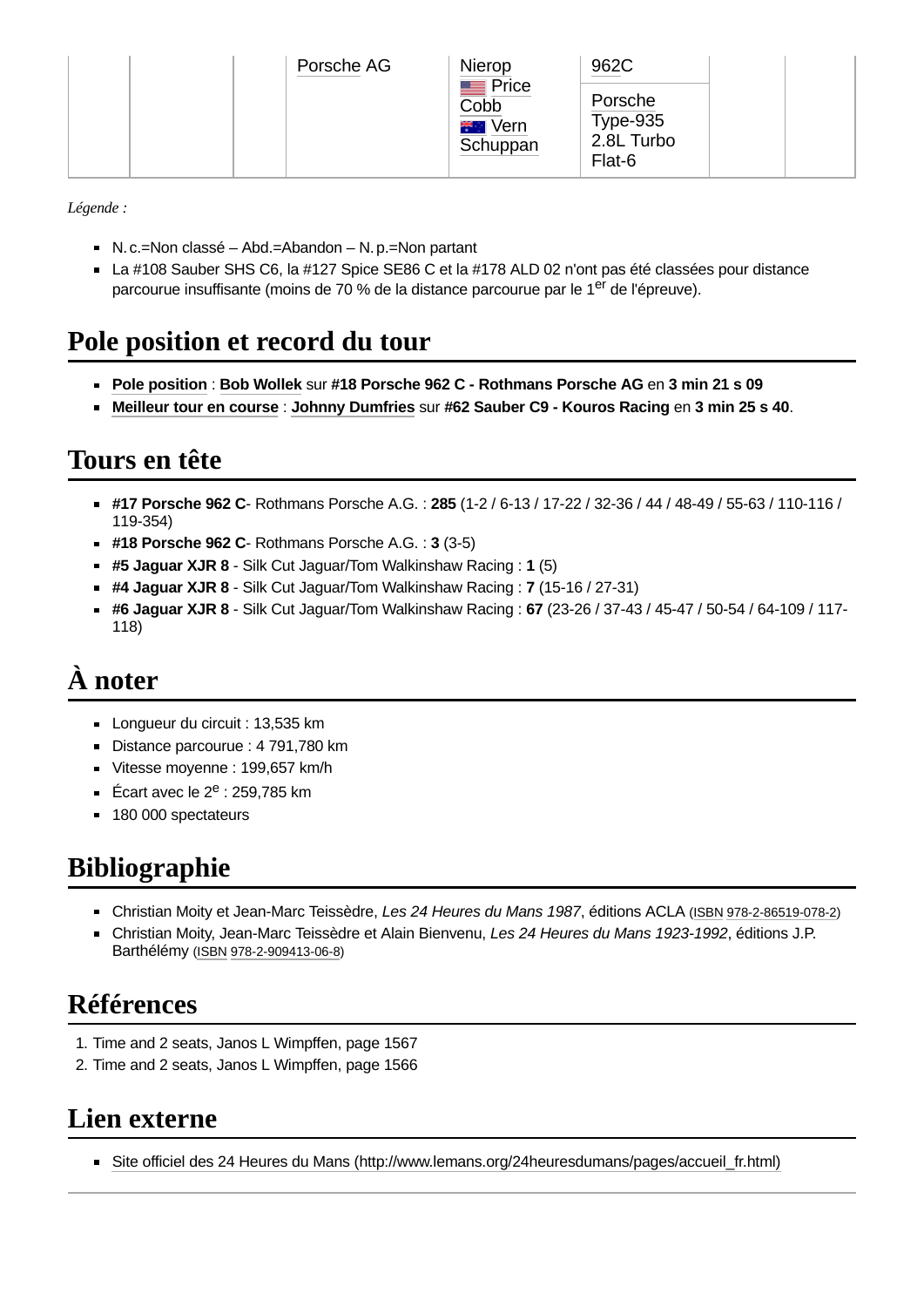|  |  |  | Porsche AG | Nierop<br>Price Cobb<br>Vern Schuppan | 962C<br>Porsche Type-935 2.8L Turbo Flat-6 |  |  |
|---|---|---|---|---|---|---|---|

*Légende :*

- N. c.=Non classé – Abd.=Abandon – N. p.=Non partant
- La #108 Sauber SHS C6, la #127 Spice SE86 C et la #178 ALD 02 n'ont pas été classées pour distance parcourue insuffisante (moins de 70 % de la distance parcourue par le 1er de l'épreuve).

## Pole position et record du tour

- **Pole position** : **Bob Wollek** sur **#18 Porsche 962 C - Rothmans Porsche AG** en **3 min 21 s 09**
- **Meilleur tour en course** : **Johnny Dumfries** sur **#62 Sauber C9 - Kouros Racing** en **3 min 25 s 40**.

## Tours en tête

- **#17 Porsche 962 C**- Rothmans Porsche A.G. : **285** (1-2 / 6-13 / 17-22 / 32-36 / 44 / 48-49 / 55-63 / 110-116 / 119-354)
- **#18 Porsche 962 C**- Rothmans Porsche A.G. : **3** (3-5)
- **#5 Jaguar XJR 8** - Silk Cut Jaguar/Tom Walkinshaw Racing : **1** (5)
- **#4 Jaguar XJR 8** - Silk Cut Jaguar/Tom Walkinshaw Racing : **7** (15-16 / 27-31)
- **#6 Jaguar XJR 8** - Silk Cut Jaguar/Tom Walkinshaw Racing : **67** (23-26 / 37-43 / 45-47 / 50-54 / 64-109 / 117-118)

## À noter

- Longueur du circuit : 13,535 km
- Distance parcourue : 4 791,780 km
- Vitesse moyenne : 199,657 km/h
- Écart avec le 2e : 259,785 km
- 180 000 spectateurs

## Bibliographie

- Christian Moity et Jean-Marc Teissèdre, *Les 24 Heures du Mans 1987*, éditions ACLA (ISBN 978-2-86519-078-2)
- Christian Moity, Jean-Marc Teissèdre et Alain Bienvenu, *Les 24 Heures du Mans 1923-1992*, éditions J.P. Barthélémy (ISBN 978-2-909413-06-8)

## Références

1. Time and 2 seats, Janos L Wimpffen, page 1567
2. Time and 2 seats, Janos L Wimpffen, page 1566

## Lien externe

- Site officiel des 24 Heures du Mans (http://www.lemans.org/24heuresdumans/pages/accueil_fr.html)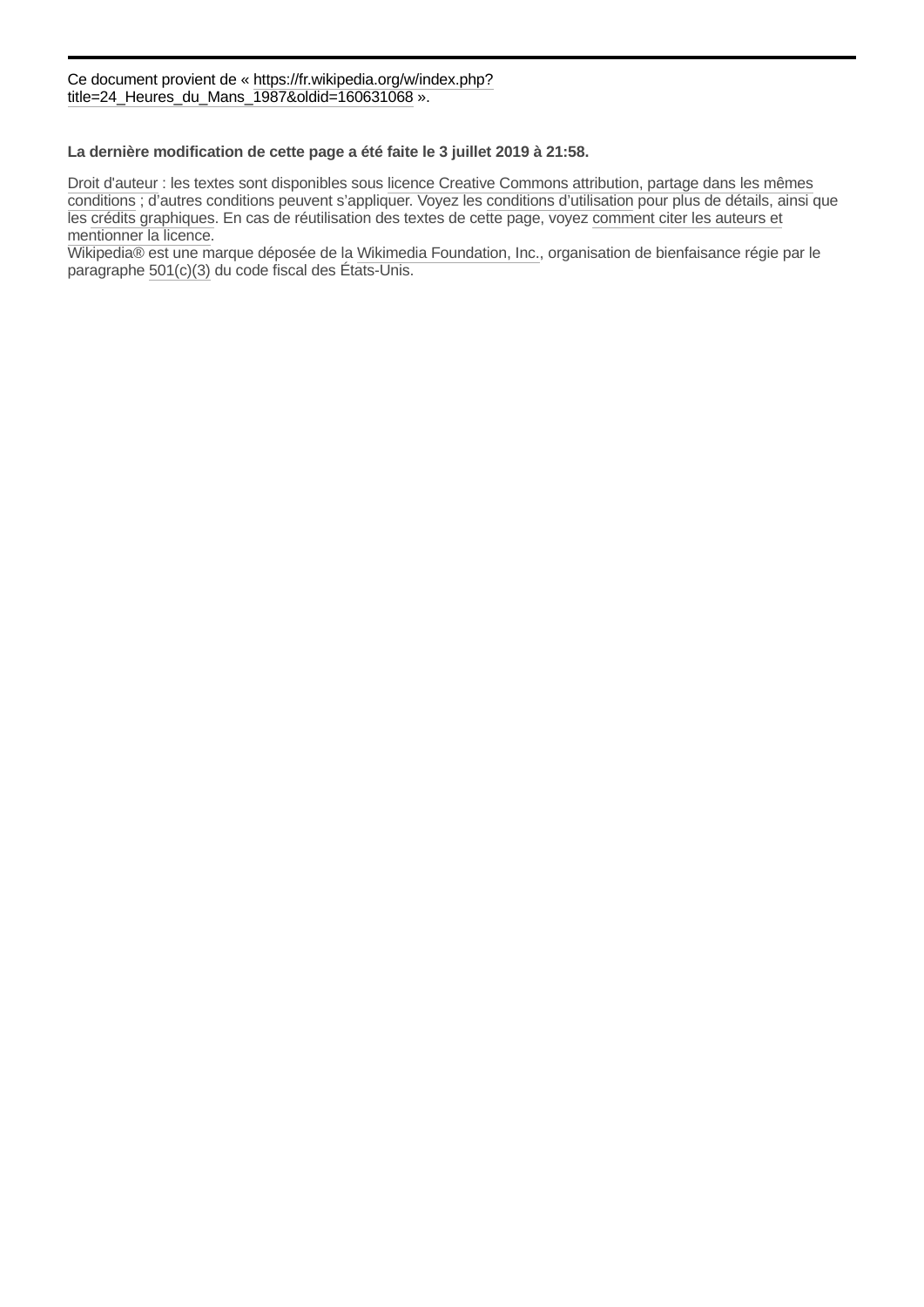Ce document provient de « https://fr.wikipedia.org/w/index.php?title=24_Heures_du_Mans_1987&oldid=160631068 ».

**La dernière modification de cette page a été faite le 3 juillet 2019 à 21:58.**

Droit d'auteur : les textes sont disponibles sous licence Creative Commons attribution, partage dans les mêmes conditions ; d'autres conditions peuvent s'appliquer. Voyez les conditions d'utilisation pour plus de détails, ainsi que les crédits graphiques. En cas de réutilisation des textes de cette page, voyez comment citer les auteurs et mentionner la licence.
Wikipedia® est une marque déposée de la Wikimedia Foundation, Inc., organisation de bienfaisance régie par le paragraphe 501(c)(3) du code fiscal des États-Unis.